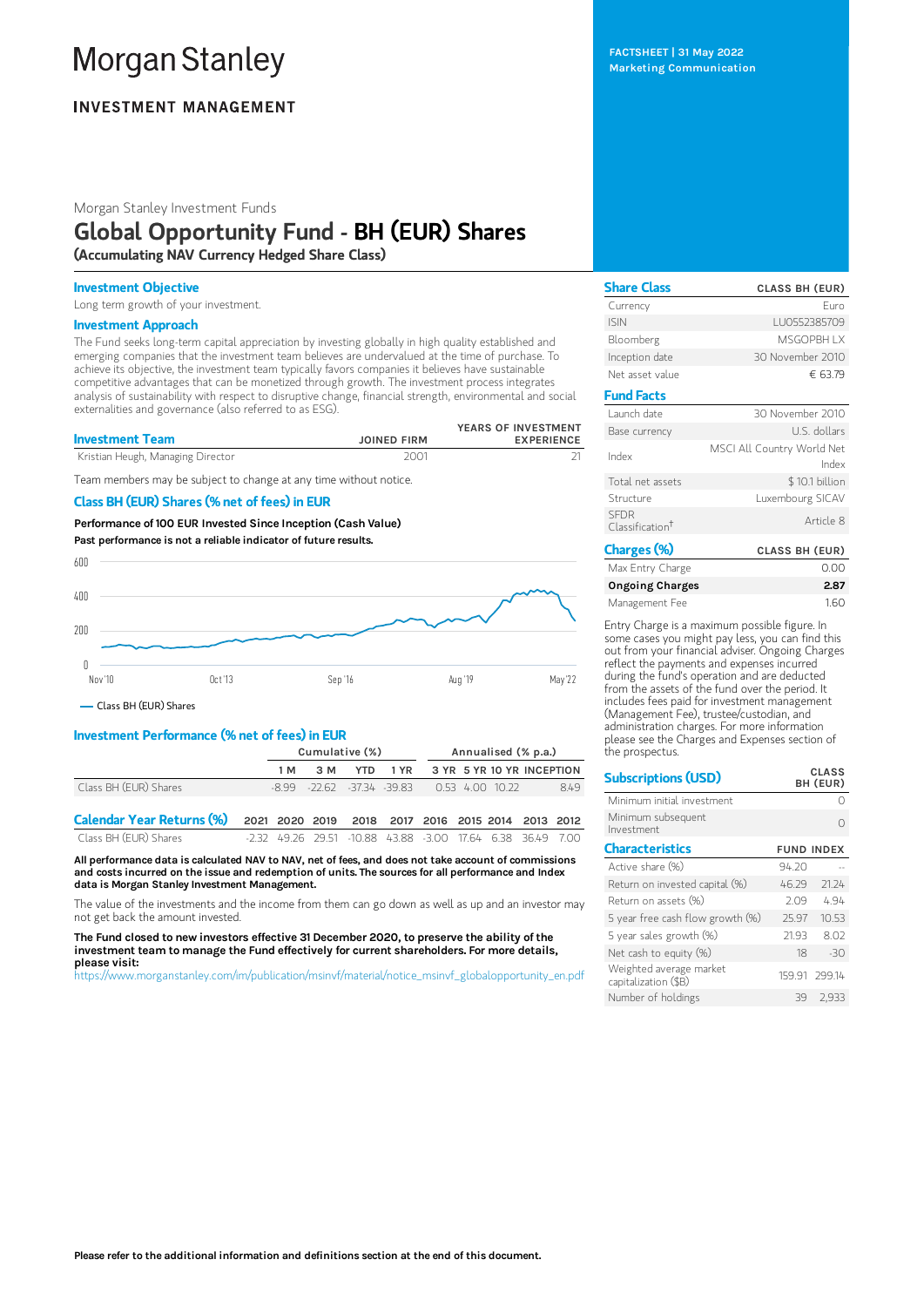# Morgan Stanley

**INVESTMENT MANAGEMENT**

FACTSHEET | 31 May 2022
Marketing Communication

Morgan Stanley Investment Funds

## Global Opportunity Fund - BH (EUR) Shares

**(Accumulating NAV Currency Hedged Share Class)**

### Investment Objective

Long term growth of your investment.

### Investment Approach

The Fund seeks long-term capital appreciation by investing globally in high quality established and emerging companies that the investment team believes are undervalued at the time of purchase. To achieve its objective, the investment team typically favors companies it believes have sustainable competitive advantages that can be monetized through growth. The investment process integrates analysis of sustainability with respect to disruptive change, financial strength, environmental and social externalities and governance (also referred to as ESG).

| Investment Team | JOINED FIRM | YEARS OF INVESTMENT EXPERIENCE |
|---|---|---|
| Kristian Heugh, Managing Director | 2001 | 21 |

Team members may be subject to change at any time without notice.

### Class BH (EUR) Shares (% net of fees) in EUR

**Performance of 100 EUR Invested Since Inception (Cash Value)**

**Past performance is not a reliable indicator of future results.**

— Class BH (EUR) Shares

### Investment Performance (% net of fees) in EUR

| | Cumulative (%) | | | | Annualised (% p.a.) | | | |
|---|---|---|---|---|---|---|---|---|
| | 1 M | 3 M | YTD | 1 YR | 3 YR | 5 YR | 10 YR | INCEPTION |
| Class BH (EUR) Shares | -8.99 | -22.62 | -37.34 | -39.83 | 0.53 | 4.00 | 10.22 | 8.49 |

| Calendar Year Returns (%) | 2021 | 2020 | 2019 | 2018 | 2017 | 2016 | 2015 | 2014 | 2013 | 2012 |
|---|---|---|---|---|---|---|---|---|---|---|
| Class BH (EUR) Shares | -2.32 | 49.26 | 29.51 | -10.88 | 43.88 | -3.00 | 17.64 | 6.38 | 36.49 | 7.00 |

**All performance data is calculated NAV to NAV, net of fees, and does not take account of commissions and costs incurred on the issue and redemption of units. The sources for all performance and Index data is Morgan Stanley Investment Management.**

The value of the investments and the income from them can go down as well as up and an investor may not get back the amount invested.

**The Fund closed to new investors effective 31 December 2020, to preserve the ability of the investment team to manage the Fund effectively for current shareholders. For more details, please visit:**
https://www.morganstanley.com/im/publication/msinvf/material/notice_msinvf_globalopportunity_en.pdf

| Share Class | CLASS BH (EUR) |
|---|---|
| Currency | Euro |
| ISIN | LU0552385709 |
| Bloomberg | MSGOPBH LX |
| Inception date | 30 November 2010 |
| Net asset value | € 63.79 |

| Fund Facts | |
|---|---|
| Launch date | 30 November 2010 |
| Base currency | U.S. dollars |
| Index | MSCI All Country World Net Index |
| Total net assets | $ 10.1 billion |
| Structure | Luxembourg SICAV |
| SFDR Classification† | Article 8 |

| Charges (%) | CLASS BH (EUR) |
|---|---|
| Max Entry Charge | 0.00 |
| **Ongoing Charges** | **2.87** |
| Management Fee | 1.60 |

Entry Charge is a maximum possible figure. In some cases you might pay less, you can find this out from your financial adviser. Ongoing Charges reflect the payments and expenses incurred during the fund's operation and are deducted from the assets of the fund over the period. It includes fees paid for investment management (Management Fee), trustee/custodian, and administration charges. For more information please see the Charges and Expenses section of the prospectus.

| Subscriptions (USD) | CLASS BH (EUR) |
|---|---|
| Minimum initial investment | 0 |
| Minimum subsequent Investment | 0 |

| Characteristics | FUND | INDEX |
|---|---|---|
| Active share (%) | 94.20 | -- |
| Return on invested capital (%) | 46.29 | 21.24 |
| Return on assets (%) | 2.09 | 4.94 |
| 5 year free cash flow growth (%) | 25.97 | 10.53 |
| 5 year sales growth (%) | 21.93 | 8.02 |
| Net cash to equity (%) | 18 | -30 |
| Weighted average market capitalization ($B) | 159.91 | 299.14 |
| Number of holdings | 39 | 2,933 |

**Please refer to the additional information and definitions section at the end of this document.**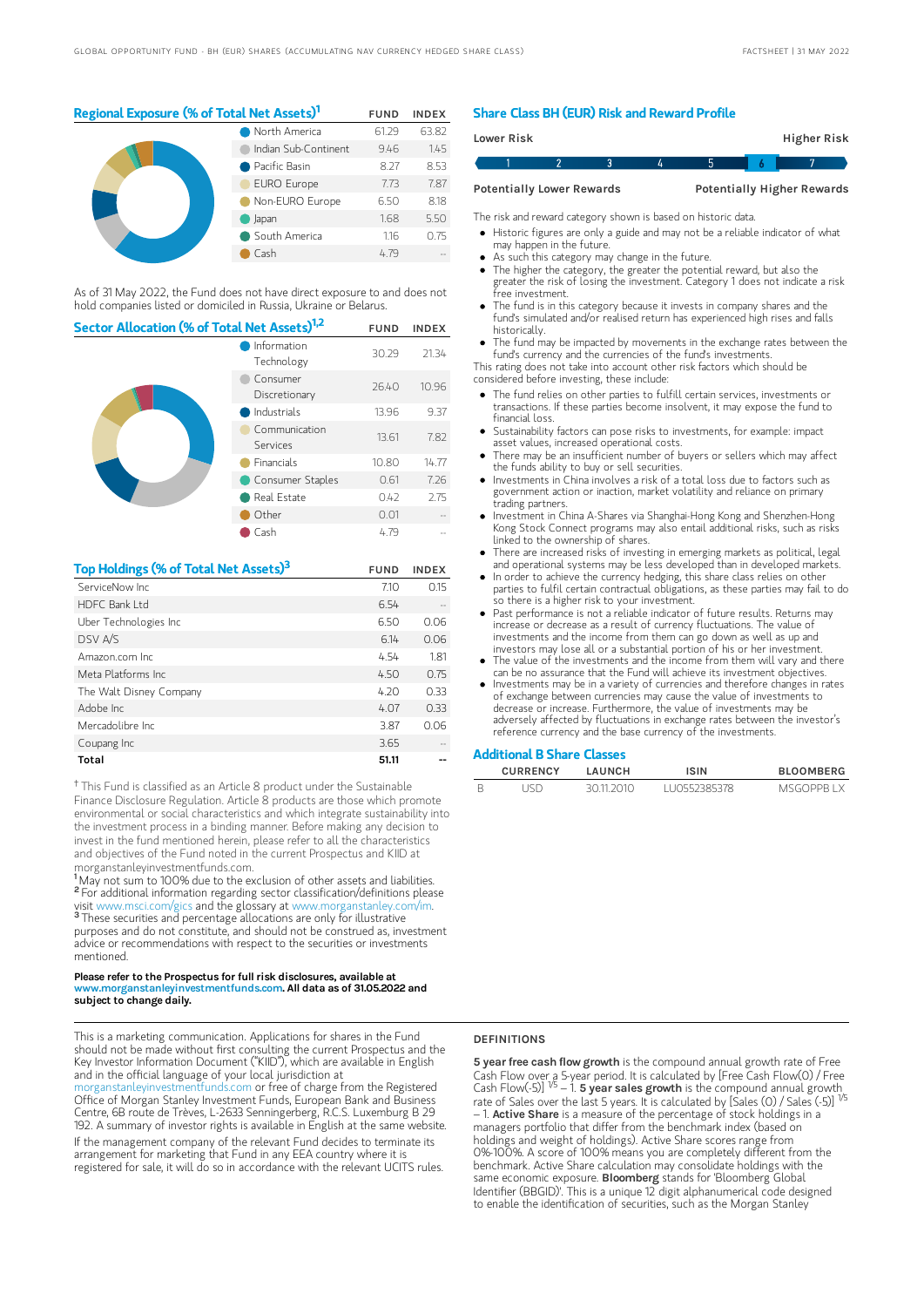## Regional Exposure (% of Total Net Assets)[1]

| | FUND | INDEX |
|---|---|---|
| North America | 61.29 | 63.82 |
| Indian Sub-Continent | 9.46 | 1.45 |
| Pacific Basin | 8.27 | 8.53 |
| EURO Europe | 7.73 | 7.87 |
| Non-EURO Europe | 6.50 | 8.18 |
| Japan | 1.68 | 5.50 |
| South America | 1.16 | 0.75 |
| Cash | 4.79 | -- |

As of 31 May 2022, the Fund does not have direct exposure to and does not hold companies listed or domiciled in Russia, Ukraine or Belarus.

## Sector Allocation (% of Total Net Assets)[1,2]

| | FUND | INDEX |
|---|---|---|
| Information Technology | 30.29 | 21.34 |
| Consumer Discretionary | 26.40 | 10.96 |
| Industrials | 13.96 | 9.37 |
| Communication Services | 13.61 | 7.82 |
| Financials | 10.80 | 14.77 |
| Consumer Staples | 0.61 | 7.26 |
| Real Estate | 0.42 | 2.75 |
| Other | 0.01 | -- |
| Cash | 4.79 | -- |

## Top Holdings (% of Total Net Assets)[3]

| | FUND | INDEX |
|---|---|---|
| ServiceNow Inc | 7.10 | 0.15 |
| HDFC Bank Ltd | 6.54 | -- |
| Uber Technologies Inc | 6.50 | 0.06 |
| DSV A/S | 6.14 | 0.06 |
| Amazon.com Inc | 4.54 | 1.81 |
| Meta Platforms Inc | 4.50 | 0.75 |
| The Walt Disney Company | 4.20 | 0.33 |
| Adobe Inc | 4.07 | 0.33 |
| Mercadolibre Inc | 3.87 | 0.06 |
| Coupang Inc | 3.65 | -- |
| **Total** | **51.11** | **--** |

† This Fund is classified as an Article 8 product under the Sustainable Finance Disclosure Regulation. Article 8 products are those which promote environmental or social characteristics and which integrate sustainability into the investment process in a binding manner. Before making any decision to invest in the fund mentioned herein, please refer to all the characteristics and objectives of the Fund noted in the current Prospectus and KIID at morganstanleyinvestmentfunds.com.

[1] May not sum to 100% due to the exclusion of other assets and liabilities.

[2] For additional information regarding sector classification/definitions please visit www.msci.com/gics and the glossary at www.morganstanley.com/im.

[3] These securities and percentage allocations are only for illustrative purposes and do not constitute, and should not be construed as, investment advice or recommendations with respect to the securities or investments mentioned.

**Please refer to the Prospectus for full risk disclosures, available at www.morganstanleyinvestmentfunds.com. All data as of 31.05.2022 and subject to change daily.**

## Share Class BH (EUR) Risk and Reward Profile

| Lower Risk | | | | | | Higher Risk |
|---|---|---|---|---|---|---|
| 1 | 2 | 3 | 4 | 5 | **6** | 7 |
| Potentially Lower Rewards | | | | | | Potentially Higher Rewards |

The risk and reward category shown is based on historic data.

- Historic figures are only a guide and may not be a reliable indicator of what may happen in the future.
- As such this category may change in the future.
- The higher the category, the greater the potential reward, but also the greater the risk of losing the investment. Category 1 does not indicate a risk free investment.
- The fund is in this category because it invests in company shares and the fund's simulated and/or realised return has experienced high rises and falls historically.
- The fund may be impacted by movements in the exchange rates between the fund's currency and the currencies of the fund's investments.

This rating does not take into account other risk factors which should be considered before investing, these include:

- The fund relies on other parties to fulfill certain services, investments or transactions. If these parties become insolvent, it may expose the fund to financial loss.
- Sustainability factors can pose risks to investments, for example: impact asset values, increased operational costs.
- There may be an insufficient number of buyers or sellers which may affect the funds ability to buy or sell securities.
- Investments in China involves a risk of a total loss due to factors such as government action or inaction, market volatility and reliance on primary trading partners.
- Investment in China A-Shares via Shanghai-Hong Kong and Shenzhen-Hong Kong Stock Connect programs may also entail additional risks, such as risks linked to the ownership of shares.
- There are increased risks of investing in emerging markets as political, legal and operational systems may be less developed than in developed markets.
- In order to achieve the currency hedging, this share class relies on other parties to fulfil certain contractual obligations, as these parties may fail to do so there is a higher risk to your investment.
- Past performance is not a reliable indicator of future results. Returns may increase or decrease as a result of currency fluctuations. The value of investments and the income from them can go down as well as up and investors may lose all or a substantial portion of his or her investment.
- The value of the investments and the income from them will vary and there can be no assurance that the Fund will achieve its investment objectives.
- Investments may be in a variety of currencies and therefore changes in rates of exchange between currencies may cause the value of investments to decrease or increase. Furthermore, the value of investments may be adversely affected by fluctuations in exchange rates between the investor's reference currency and the base currency of the investments.

## Additional B Share Classes

| | CURRENCY | LAUNCH | ISIN | BLOOMBERG |
|---|---|---|---|---|
| B | USD | 30.11.2010 | LU0552385378 | MSGOPPB LX |

This is a marketing communication. Applications for shares in the Fund should not be made without first consulting the current Prospectus and the Key Investor Information Document ("KIID"), which are available in English and in the official language of your local jurisdiction at morganstanleyinvestmentfunds.com or free of charge from the Registered Office of Morgan Stanley Investment Funds, European Bank and Business Centre, 6B route de Trèves, L-2633 Senningerberg, R.C.S. Luxemburg B 29 192. A summary of investor rights is available in English at the same website.

If the management company of the relevant Fund decides to terminate its arrangement for marketing that Fund in any EEA country where it is registered for sale, it will do so in accordance with the relevant UCITS rules.

## DEFINITIONS

**5 year free cash flow growth** is the compound annual growth rate of Free Cash Flow over a 5-year period. It is calculated by [Free Cash Flow(0) / Free Cash Flow(-5)] $^{1/5}$ – 1. **5 year sales growth** is the compound annual growth rate of Sales over the last 5 years. It is calculated by [Sales (0) / Sales (-5)] $^{1/5}$ – 1. **Active Share** is a measure of the percentage of stock holdings in a managers portfolio that differ from the benchmark index (based on holdings and weight of holdings). Active Share scores range from 0%-100%. A score of 100% means you are completely different from the benchmark. Active Share calculation may consolidate holdings with the same economic exposure. **Bloomberg** stands for 'Bloomberg Global Identifier (BBGID)'. This is a unique 12 digit alphanumerical code designed to enable the identification of securities, such as the Morgan Stanley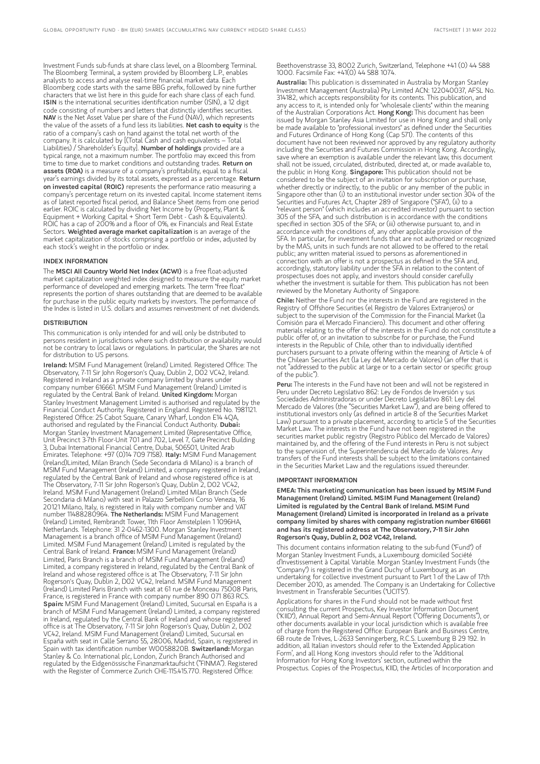Investment Funds sub-funds at share class level, on a Bloomberg Terminal. The Bloomberg Terminal, a system provided by Bloomberg L.P., enables analysts to access and analyse real-time financial market data. Each Bloomberg code starts with the same BBG prefix, followed by nine further characters that we list here in this guide for each share class of each fund. **ISIN** is the international securities identification number (ISIN), a 12 digit code consisting of numbers and letters that distinctly identifies securities. **NAV** is the Net Asset Value per share of the Fund (NAV), which represents the value of the assets of a fund less its liabilities. **Net cash to equity** is the ratio of a company's cash on hand against the total net worth of the company. It is calculated by [(Total Cash and cash equivalents – Total Liabilities) / Shareholder's Equity]. **Number of holdings** provided are a typical range, not a maximum number. The portfolio may exceed this from time to time due to market conditions and outstanding trades. **Return on assets (ROA)** is a measure of a company's profitability, equal to a fiscal year's earnings divided by its total assets, expressed as a percentage. **Return on invested capital (ROIC)** represents the performance ratio measuring a company's percentage return on its invested capital. Income statement items as of latest reported fiscal period, and Balance Sheet items from one period earlier. ROIC is calculated by dividing Net Income by (Property, Plant & Equipment + Working Capital + Short Term Debt - Cash & Equivalents). ROIC has a cap of 200% and a floor of 0%, ex Financials and Real Estate Sectors. **Weighted average market capitalization** is an average of the market capitalization of stocks comprising a portfolio or index, adjusted by each stock's weight in the portfolio or index.

## INDEX INFORMATION

The **MSCI All Country World Net Index (ACWI)** is a free float-adjusted market capitalization weighted index designed to measure the equity market performance of developed and emerging markets. The term "free float" represents the portion of shares outstanding that are deemed to be available for purchase in the public equity markets by investors. The performance of the Index is listed in U.S. dollars and assumes reinvestment of net dividends.

## DISTRIBUTION

This communication is only intended for and will only be distributed to persons resident in jurisdictions where such distribution or availability would not be contrary to local laws or regulations. In particular, the Shares are not for distribution to US persons.

**Ireland:** MSIM Fund Management (Ireland) Limited. Registered Office: The Observatory, 7-11 Sir John Rogerson's Quay, Dublin 2, D02 VC42, Ireland. Registered in Ireland as a private company limited by shares under company number 616661. MSIM Fund Management (Ireland) Limited is regulated by the Central Bank of Ireland. **United Kingdom:** Morgan Stanley Investment Management Limited is authorised and regulated by the Financial Conduct Authority. Registered in England. Registered No. 1981121. Registered Office: 25 Cabot Square, Canary Wharf, London E14 4QA, authorised and regulated by the Financial Conduct Authority. **Dubai:** Morgan Stanley Investment Management Limited (Representative Office, Unit Precinct 3-7th Floor-Unit 701 and 702, Level 7, Gate Precinct Building 3, Dubai International Financial Centre, Dubai, 506501, United Arab Emirates. Telephone: +97 (0)14 709 7158). **Italy:** MSIM Fund Management (Ireland)Limited, Milan Branch (Sede Secondaria di Milano) is a branch of MSIM Fund Management (Ireland) Limited, a company registered in Ireland, regulated by the Central Bank of Ireland and whose registered office is at The Observatory, 7-11 Sir John Rogerson's Quay, Dublin 2, D02 VC42, Ireland. MSIM Fund Management (Ireland) Limited Milan Branch (Sede Secondaria di Milano) with seat in Palazzo Serbelloni Corso Venezia, 16 20121 Milano, Italy, is registered in Italy with company number and VAT number 11488280964. **The Netherlands:** MSIM Fund Management (Ireland) Limited, Rembrandt Tower, 11th Floor Amstelplein 1 1096HA, Netherlands. Telephone: 31 2-0462-1300. Morgan Stanley Investment Management is a branch office of MSIM Fund Management (Ireland) Limited. MSIM Fund Management (Ireland) Limited is regulated by the Central Bank of Ireland. **France:** MSIM Fund Management (Ireland) Limited, Paris Branch is a branch of MSIM Fund Management (Ireland) Limited, a company registered in Ireland, regulated by the Central Bank of Ireland and whose registered office is at The Observatory, 7-11 Sir John Rogerson's Quay, Dublin 2, D02 VC42, Ireland. MSIM Fund Management (Ireland) Limited Paris Branch with seat at 61 rue de Monceau 75008 Paris, France, is registered in France with company number 890 071 863 RCS. **Spain:** MSIM Fund Management (Ireland) Limited, Sucursal en España is a branch of MSIM Fund Management (Ireland) Limited, a company registered in Ireland, regulated by the Central Bank of Ireland and whose registered office is at The Observatory, 7-11 Sir John Rogerson's Quay, Dublin 2, D02 VC42, Ireland. MSIM Fund Management (Ireland) Limited, Sucursal en España with seat in Calle Serrano 55, 28006, Madrid, Spain, is registered in Spain with tax identification number W0058820B. **Switzerland:** Morgan Stanley & Co. International plc, London, Zurich Branch Authorised and regulated by the Eidgenössische Finanzmarktaufsicht ("FINMA"). Registered with the Register of Commerce Zurich CHE-115.415.770. Registered Office: Beethovenstrasse 33, 8002 Zurich, Switzerland, Telephone +41 (0) 44 588 1000. Facsimile Fax: +41(0) 44 588 1074.

**Australia:** This publication is disseminated in Australia by Morgan Stanley Investment Management (Australia) Pty Limited ACN: 122040037, AFSL No. 314182, which accepts responsibility for its contents. This publication, and any access to it, is intended only for "wholesale clients" within the meaning of the Australian Corporations Act. **Hong Kong:** This document has been issued by Morgan Stanley Asia Limited for use in Hong Kong and shall only be made available to "professional investors" as defined under the Securities and Futures Ordinance of Hong Kong (Cap 571). The contents of this document have not been reviewed nor approved by any regulatory authority including the Securities and Futures Commission in Hong Kong. Accordingly, save where an exemption is available under the relevant law, this document shall not be issued, circulated, distributed, directed at, or made available to, the public in Hong Kong. **Singapore:** This publication should not be considered to be the subject of an invitation for subscription or purchase, whether directly or indirectly, to the public or any member of the public in Singapore other than (i) to an institutional investor under section 304 of the Securities and Futures Act, Chapter 289 of Singapore ("SFA"), (ii) to a "relevant person" (which includes an accredited investor) pursuant to section 305 of the SFA, and such distribution is in accordance with the conditions specified in section 305 of the SFA; or (iii) otherwise pursuant to, and in accordance with the conditions of, any other applicable provision of the SFA. In particular, for investment funds that are not authorized or recognized by the MAS, units in such funds are not allowed to be offered to the retail public; any written material issued to persons as aforementioned in connection with an offer is not a prospectus as defined in the SFA and, accordingly, statutory liability under the SFA in relation to the content of prospectuses does not apply, and investors should consider carefully whether the investment is suitable for them. This publication has not been reviewed by the Monetary Authority of Singapore.

**Chile:** Neither the Fund nor the interests in the Fund are registered in the Registry of Offshore Securities (el Registro de Valores Extranjeros) or subject to the supervision of the Commission for the Financial Market (la Comisión para el Mercado Financiero). This document and other offering materials relating to the offer of the interests in the Fund do not constitute a public offer of, or an invitation to subscribe for or purchase, the Fund interests in the Republic of Chile, other than to individually identified purchasers pursuant to a private offering within the meaning of Article 4 of the Chilean Securities Act (la Ley del Mercado de Valores) (an offer that is not "addressed to the public at large or to a certain sector or specific group of the public").

**Peru:** The interests in the Fund have not been and will not be registered in Peru under Decreto Legislativo 862: Ley de Fondos de Inversión y sus Sociedades Administradoras or under Decreto Legislativo 861: Ley del Mercado de Valores (the "Securities Market Law"), and are being offered to institutional investors only (as defined in article 8 of the Securities Market Law) pursuant to a private placement, according to article 5 of the Securities Market Law. The interests in the Fund have not been registered in the securities market public registry (Registro Público del Mercado de Valores) maintained by, and the offering of the Fund interests in Peru is not subject to the supervision of, the Superintendencia del Mercado de Valores. Any transfers of the Fund interests shall be subject to the limitations contained in the Securities Market Law and the regulations issued thereunder.

## IMPORTANT INFORMATION

**EMEA: This marketing communication has been issued by MSIM Fund Management (Ireland) Limited. MSIM Fund Management (Ireland) Limited is regulated by the Central Bank of Ireland. MSIM Fund Management (Ireland) Limited is incorporated in Ireland as a private company limited by shares with company registration number 616661 and has its registered address at The Observatory, 7-11 Sir John Rogerson's Quay, Dublin 2, D02 VC42, Ireland.**

This document contains information relating to the sub-fund ("Fund") of Morgan Stanley Investment Funds, a Luxembourg domiciled Société d'Investissement à Capital Variable. Morgan Stanley Investment Funds (the "Company") is registered in the Grand Duchy of Luxembourg as an undertaking for collective investment pursuant to Part 1 of the Law of 17th December 2010, as amended. The Company is an Undertaking for Collective Investment in Transferable Securities ("UCITS").

Applications for shares in the Fund should not be made without first consulting the current Prospectus, Key Investor Information Document ("KIID"), Annual Report and Semi-Annual Report ("Offering Documents"), or other documents available in your local jurisdiction which is available free of charge from the Registered Office: European Bank and Business Centre, 6B route de Trèves, L-2633 Senningerberg, R.C.S. Luxemburg B 29 192. In addition, all Italian investors should refer to the 'Extended Application Form', and all Hong Kong investors should refer to the 'Additional Information for Hong Kong Investors' section, outlined within the Prospectus. Copies of the Prospectus, KIID, the Articles of Incorporation and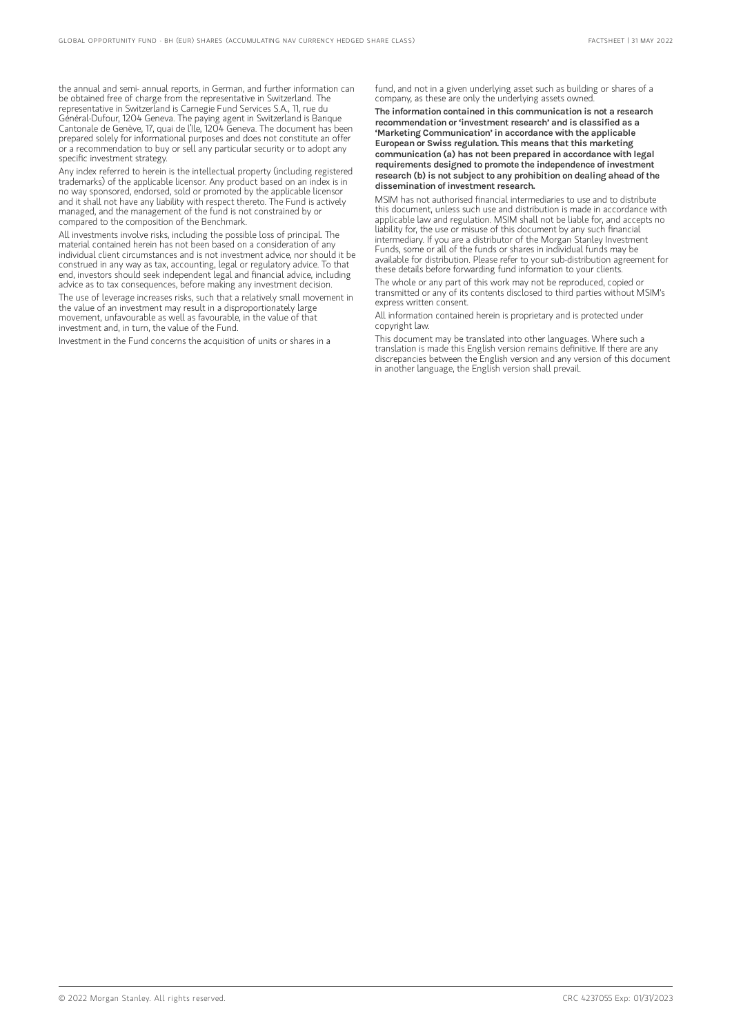the annual and semi- annual reports, in German, and further information can be obtained free of charge from the representative in Switzerland. The representative in Switzerland is Carnegie Fund Services S.A., 11, rue du Général-Dufour, 1204 Geneva. The paying agent in Switzerland is Banque Cantonale de Genève, 17, quai de l'Ile, 1204 Geneva. The document has been prepared solely for informational purposes and does not constitute an offer or a recommendation to buy or sell any particular security or to adopt any specific investment strategy.

Any index referred to herein is the intellectual property (including registered trademarks) of the applicable licensor. Any product based on an index is in no way sponsored, endorsed, sold or promoted by the applicable licensor and it shall not have any liability with respect thereto. The Fund is actively managed, and the management of the fund is not constrained by or compared to the composition of the Benchmark.

All investments involve risks, including the possible loss of principal. The material contained herein has not been based on a consideration of any individual client circumstances and is not investment advice, nor should it be construed in any way as tax, accounting, legal or regulatory advice. To that end, investors should seek independent legal and financial advice, including advice as to tax consequences, before making any investment decision.

The use of leverage increases risks, such that a relatively small movement in the value of an investment may result in a disproportionately large movement, unfavourable as well as favourable, in the value of that investment and, in turn, the value of the Fund.

Investment in the Fund concerns the acquisition of units or shares in a fund, and not in a given underlying asset such as building or shares of a company, as these are only the underlying assets owned.

**The information contained in this communication is not a research recommendation or 'investment research' and is classified as a 'Marketing Communication' in accordance with the applicable European or Swiss regulation. This means that this marketing communication (a) has not been prepared in accordance with legal requirements designed to promote the independence of investment research (b) is not subject to any prohibition on dealing ahead of the dissemination of investment research.**

MSIM has not authorised financial intermediaries to use and to distribute this document, unless such use and distribution is made in accordance with applicable law and regulation. MSIM shall not be liable for, and accepts no liability for, the use or misuse of this document by any such financial intermediary. If you are a distributor of the Morgan Stanley Investment Funds, some or all of the funds or shares in individual funds may be available for distribution. Please refer to your sub-distribution agreement for these details before forwarding fund information to your clients.

The whole or any part of this work may not be reproduced, copied or transmitted or any of its contents disclosed to third parties without MSIM's express written consent.

All information contained herein is proprietary and is protected under copyright law.

This document may be translated into other languages. Where such a translation is made this English version remains definitive. If there are any discrepancies between the English version and any version of this document in another language, the English version shall prevail.

© 2022 Morgan Stanley. All rights reserved.

CRC 4237055 Exp: 01/31/2023